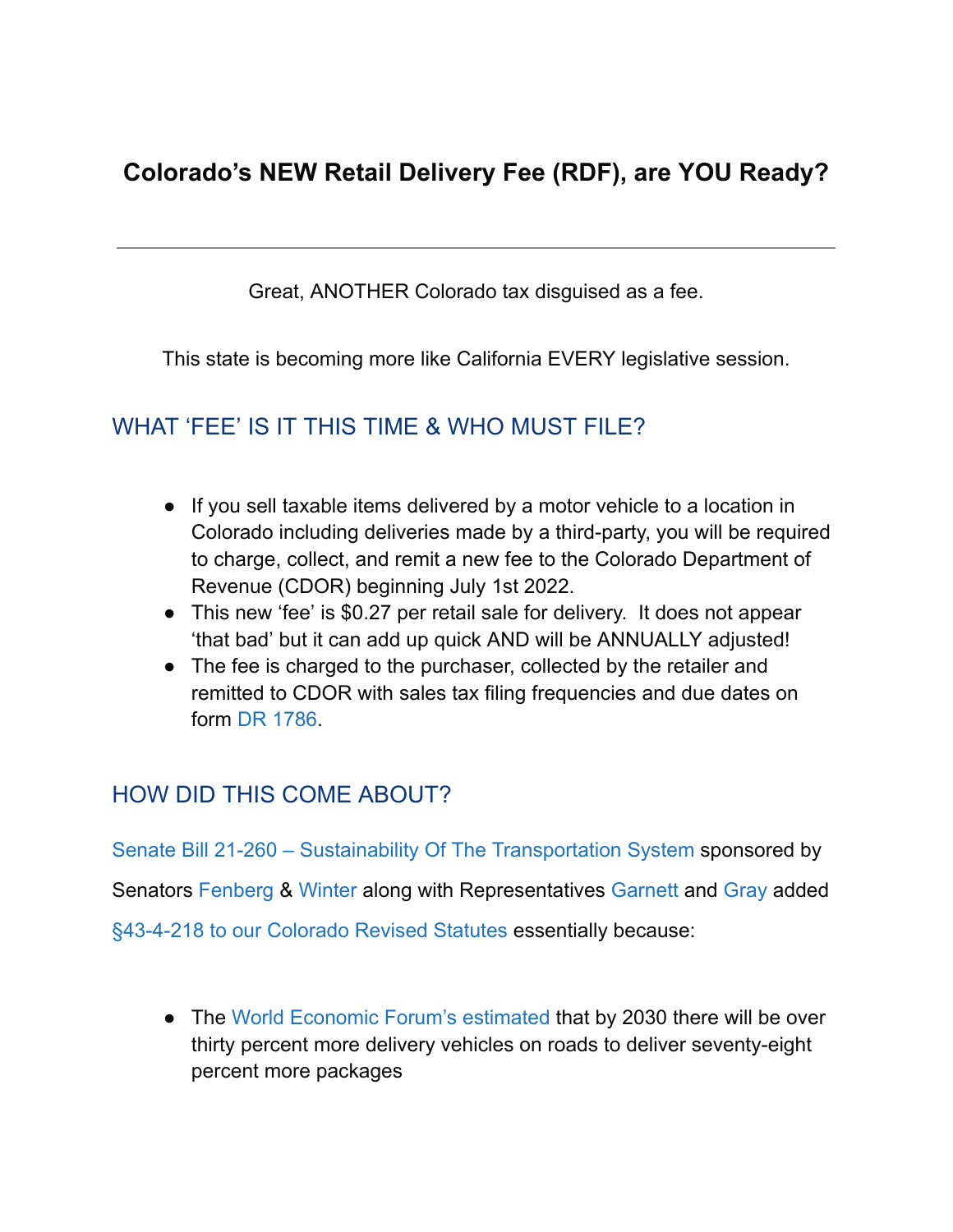# Colorado's NEW Retail Delivery Fee (RDF), are YOU Ready?

---

Great, ANOTHER Colorado tax disguised as a fee.

This state is becoming more like California EVERY legislative session.

## WHAT 'FEE' IS IT THIS TIME & WHO MUST FILE?

- If you sell taxable items delivered by a motor vehicle to a location in Colorado including deliveries made by a third-party, you will be required to charge, collect, and remit a new fee to the Colorado Department of Revenue (CDOR) beginning July 1st 2022.
- This new 'fee' is $0.27 per retail sale for delivery. It does not appear 'that bad' but it can add up quick AND will be ANNUALLY adjusted!
- The fee is charged to the purchaser, collected by the retailer and remitted to CDOR with sales tax filing frequencies and due dates on form DR 1786.

## HOW DID THIS COME ABOUT?

Senate Bill 21-260 – Sustainability Of The Transportation System sponsored by Senators Fenberg & Winter along with Representatives Garnett and Gray added §43-4-218 to our Colorado Revised Statutes essentially because:

- The World Economic Forum's estimated that by 2030 there will be over thirty percent more delivery vehicles on roads to deliver seventy-eight percent more packages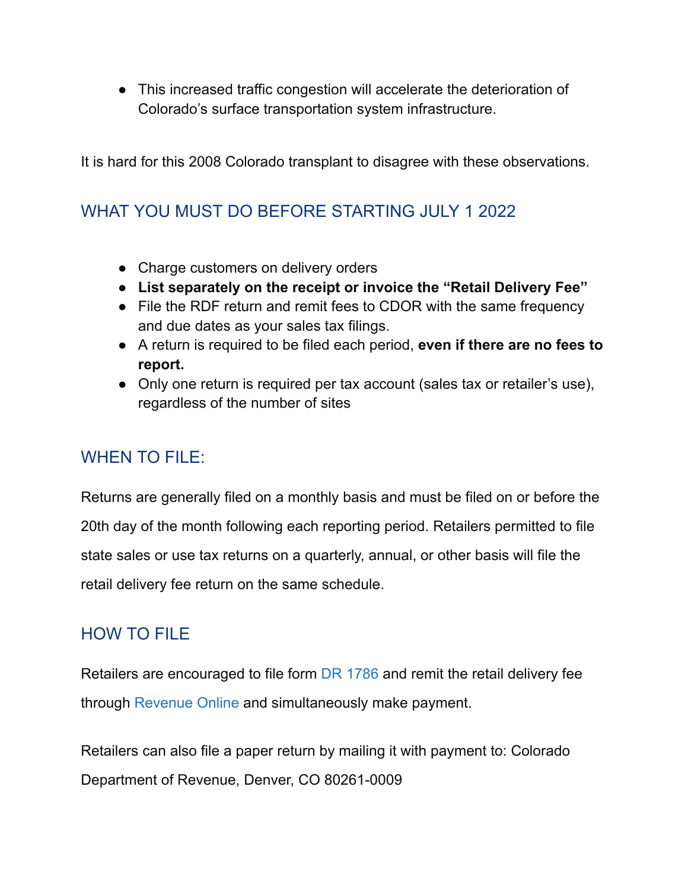- This increased traffic congestion will accelerate the deterioration of Colorado's surface transportation system infrastructure.

It is hard for this 2008 Colorado transplant to disagree with these observations.

## WHAT YOU MUST DO BEFORE STARTING JULY 1 2022

- Charge customers on delivery orders
- **List separately on the receipt or invoice the "Retail Delivery Fee"**
- File the RDF return and remit fees to CDOR with the same frequency and due dates as your sales tax filings.
- A return is required to be filed each period, **even if there are no fees to report.**
- Only one return is required per tax account (sales tax or retailer's use), regardless of the number of sites

## WHEN TO FILE:

Returns are generally filed on a monthly basis and must be filed on or before the 20th day of the month following each reporting period. Retailers permitted to file state sales or use tax returns on a quarterly, annual, or other basis will file the retail delivery fee return on the same schedule.

## HOW TO FILE

Retailers are encouraged to file form DR 1786 and remit the retail delivery fee through Revenue Online and simultaneously make payment.

Retailers can also file a paper return by mailing it with payment to: Colorado Department of Revenue, Denver, CO 80261-0009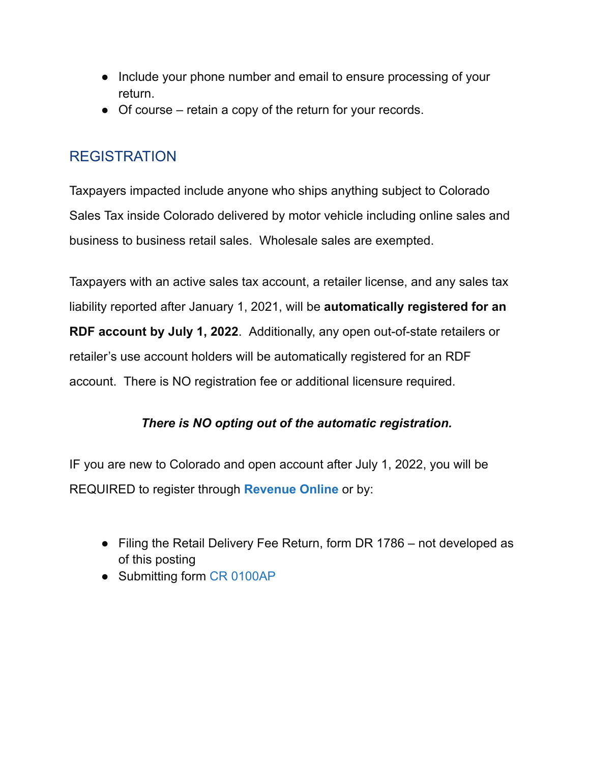- Include your phone number and email to ensure processing of your return.
- Of course – retain a copy of the return for your records.

## REGISTRATION

Taxpayers impacted include anyone who ships anything subject to Colorado Sales Tax inside Colorado delivered by motor vehicle including online sales and business to business retail sales. Wholesale sales are exempted.

Taxpayers with an active sales tax account, a retailer license, and any sales tax liability reported after January 1, 2021, will be **automatically registered for an RDF account by July 1, 2022**. Additionally, any open out-of-state retailers or retailer's use account holders will be automatically registered for an RDF account. There is NO registration fee or additional licensure required.

***There is NO opting out of the automatic registration.***

IF you are new to Colorado and open account after July 1, 2022, you will be REQUIRED to register through **Revenue Online** or by:

- Filing the Retail Delivery Fee Return, form DR 1786 – not developed as of this posting
- Submitting form CR 0100AP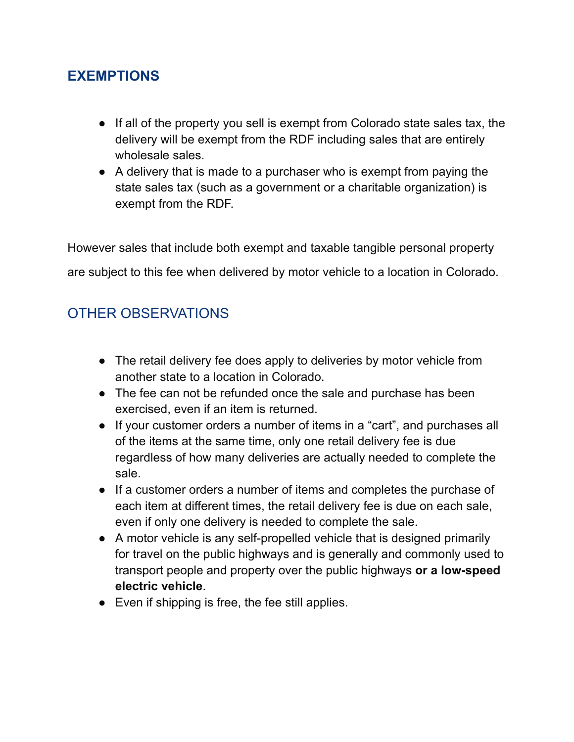## EXEMPTIONS

- If all of the property you sell is exempt from Colorado state sales tax, the delivery will be exempt from the RDF including sales that are entirely wholesale sales.
- A delivery that is made to a purchaser who is exempt from paying the state sales tax (such as a government or a charitable organization) is exempt from the RDF.

However sales that include both exempt and taxable tangible personal property are subject to this fee when delivered by motor vehicle to a location in Colorado.

## OTHER OBSERVATIONS

- The retail delivery fee does apply to deliveries by motor vehicle from another state to a location in Colorado.
- The fee can not be refunded once the sale and purchase has been exercised, even if an item is returned.
- If your customer orders a number of items in a "cart", and purchases all of the items at the same time, only one retail delivery fee is due regardless of how many deliveries are actually needed to complete the sale.
- If a customer orders a number of items and completes the purchase of each item at different times, the retail delivery fee is due on each sale, even if only one delivery is needed to complete the sale.
- A motor vehicle is any self-propelled vehicle that is designed primarily for travel on the public highways and is generally and commonly used to transport people and property over the public highways **or a low-speed electric vehicle**.
- Even if shipping is free, the fee still applies.